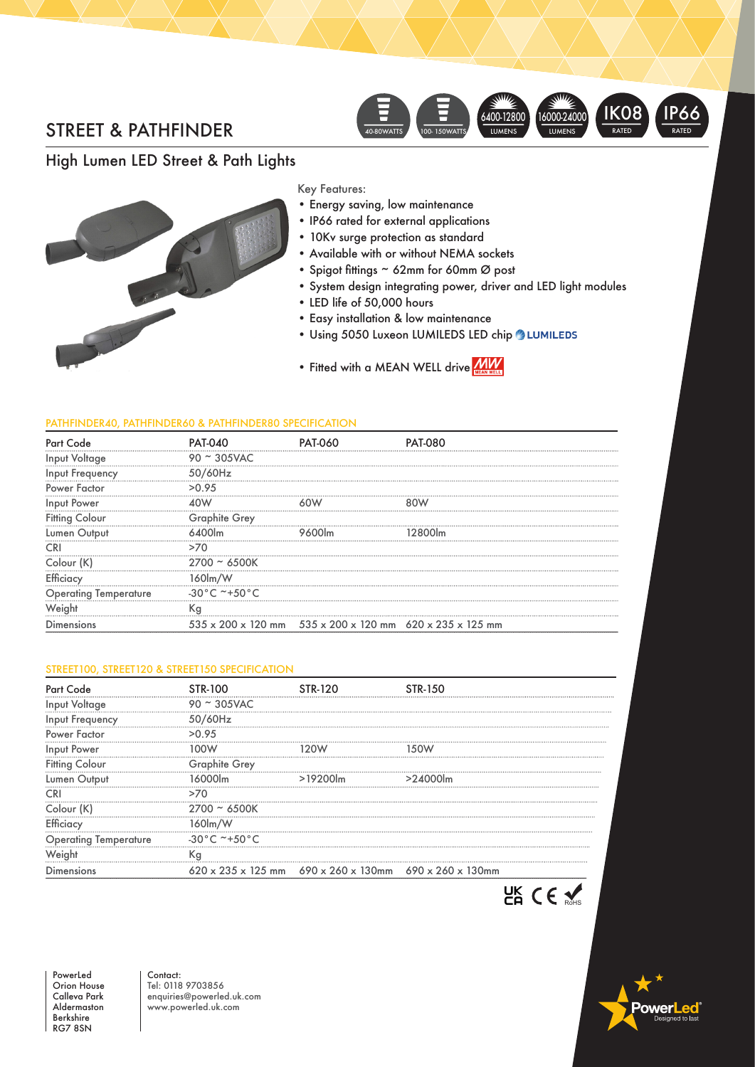# STREET & PATHFINDER

40-80WATTS | 100-150WATTS | 6400-12800 LUMENS | 16000-24000 LUMENS | IK08 RATED | IP66 RATED

## High Lumen LED Street & Path Lights

Key Features:

- Energy saving, low maintenance
- IP66 rated for external applications
- 10Kv surge protection as standard
- Available with or without NEMA sockets
- Spigot fittings ~ 62mm for 60mm Ø post
- System design integrating power, driver and LED light modules
- LED life of 50,000 hours
- Easy installation & low maintenance
- Using 5050 Luxeon LUMILEDS LED chip LUMILEDS
- Fitted with a MEAN WELL drive MW MEAN WELL

### PATHFINDER40, PATHFINDER60 & PATHFINDER80 SPECIFICATION

| Part Code | PAT-040 | PAT-060 | PAT-080 |
|---|---|---|---|
| Input Voltage | 90 ~ 305VAC | | |
| Input Frequency | 50/60Hz | | |
| Power Factor | >0.95 | | |
| Input Power | 40W | 60W | 80W |
| Fitting Colour | Graphite Grey | | |
| Lumen Output | 6400lm | 9600lm | 12800lm |
| CRI | >70 | | |
| Colour (K) | 2700 ~ 6500K | | |
| Efficiacy | 160lm/W | | |
| Operating Temperature | -30°C ~+50°C | | |
| Weight | Kg | | |
| Dimensions | 535 x 200 x 120 mm | 535 x 200 x 120 mm | 620 x 235 x 125 mm |

### STREET100, STREET120 & STREET150 SPECIFICATION

| Part Code | STR-100 | STR-120 | STR-150 |
|---|---|---|---|
| Input Voltage | 90 ~ 305VAC | | |
| Input Frequency | 50/60Hz | | |
| Power Factor | >0.95 | | |
| Input Power | 100W | 120W | 150W |
| Fitting Colour | Graphite Grey | | |
| Lumen Output | 16000lm | >19200lm | >24000lm |
| CRI | >70 | | |
| Colour (K) | 2700 ~ 6500K | | |
| Efficiacy | 160lm/W | | |
| Operating Temperature | -30°C ~+50°C | | |
| Weight | Kg | | |
| Dimensions | 620 x 235 x 125 mm | 690 x 260 x 130mm | 690 x 260 x 130mm |

UK CA CE RoHS

PowerLed
Orion House
Calleva Park
Aldermaston
Berkshire
RG7 8SN

Contact:
Tel: 0118 9703856
enquiries@powerled.uk.com
www.powerled.uk.com

PowerLed® Designed to last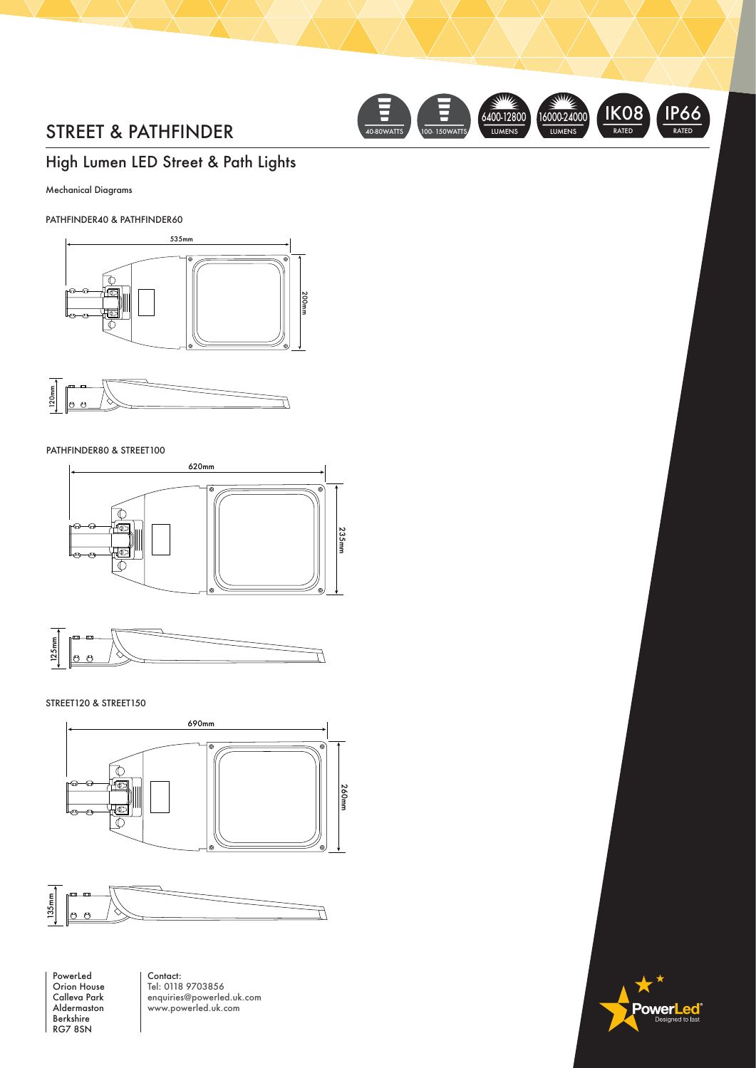# STREET & PATHFINDER

40-80WATTS | 100- 150WATTS | 6400-12800 LUMENS | 16000-24000 LUMENS | IK08 RATED | IP66 RATED

## High Lumen LED Street & Path Lights

Mechanical Diagrams

PATHFINDER40 & PATHFINDER60

535mm

200mm

120mm

PATHFINDER80 & STREET100

620mm

235mm

125mm

STREET120 & STREET150

690mm

260mm

135mm

PowerLed
Orion House
Calleva Park
Aldermaston
Berkshire
RG7 8SN

Contact:
Tel: 0118 9703856
enquiries@powerled.uk.com
www.powerled.uk.com

PowerLed® Designed to last